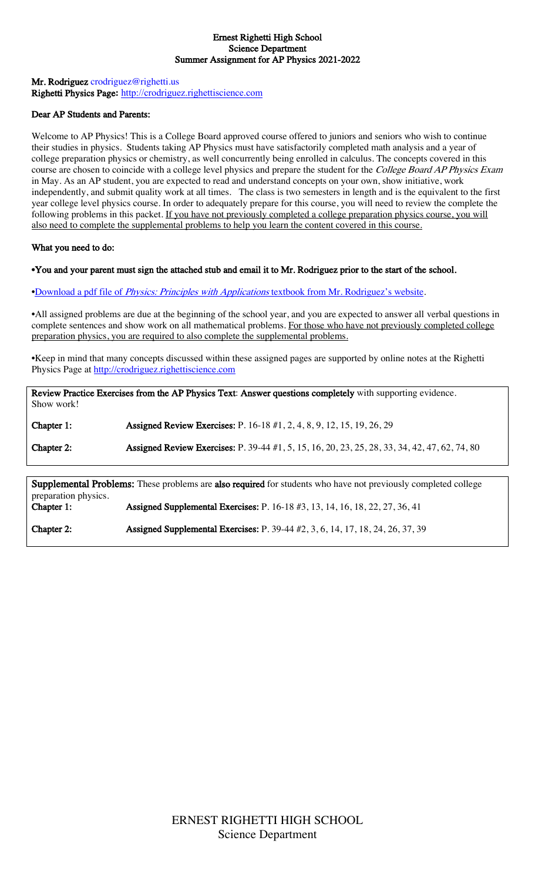**Ernest Righetti High School**
**Science Department**
**Summer Assignment for AP Physics 2021-2022**

**Mr. Rodriguez** crodriguez@righetti.us
**Righetti Physics Page:** http://crodriguez.righettiscience.com

**Dear AP Students and Parents:**

Welcome to AP Physics! This is a College Board approved course offered to juniors and seniors who wish to continue their studies in physics. Students taking AP Physics must have satisfactorily completed math analysis and a year of college preparation physics or chemistry, as well concurrently being enrolled in calculus. The concepts covered in this course are chosen to coincide with a college level physics and prepare the student for the *College Board AP Physics Exam* in May. As an AP student, you are expected to read and understand concepts on your own, show initiative, work independently, and submit quality work at all times. The class is two semesters in length and is the equivalent to the first year college level physics course. In order to adequately prepare for this course, you will need to review the complete the following problems in this packet. <u>If you have not previously completed a college preparation physics course, you will also need to complete the supplemental problems to help you learn the content covered in this course.</u>

**What you need to do:**

**•You and your parent must sign the attached stub and email it to Mr. Rodriguez prior to the start of the school.**

•Download a pdf file of *Physics: Principles with Applications* textbook from Mr. Rodriguez's website.

•All assigned problems are due at the beginning of the school year, and you are expected to answer all verbal questions in complete sentences and show work on all mathematical problems. <u>For those who have not previously completed college preparation physics, you are required to also complete the supplemental problems.</u>

•Keep in mind that many concepts discussed within these assigned pages are supported by online notes at the Righetti Physics Page at http://crodriguez.righettiscience.com

**Review Practice Exercises from the AP Physics Text**: **Answer questions completely** with supporting evidence. Show work!

**Chapter 1:** **Assigned Review Exercises:** P. 16-18 #1, 2, 4, 8, 9, 12, 15, 19, 26, 29

**Chapter 2:** **Assigned Review Exercises:** P. 39-44 #1, 5, 15, 16, 20, 23, 25, 28, 33, 34, 42, 47, 62, 74, 80

**Supplemental Problems:** These problems are **also required** for students who have not previously completed college preparation physics.

**Chapter 1:** **Assigned Supplemental Exercises:** P. 16-18 #3, 13, 14, 16, 18, 22, 27, 36, 41

**Chapter 2:** **Assigned Supplemental Exercises:** P. 39-44 #2, 3, 6, 14, 17, 18, 24, 26, 37, 39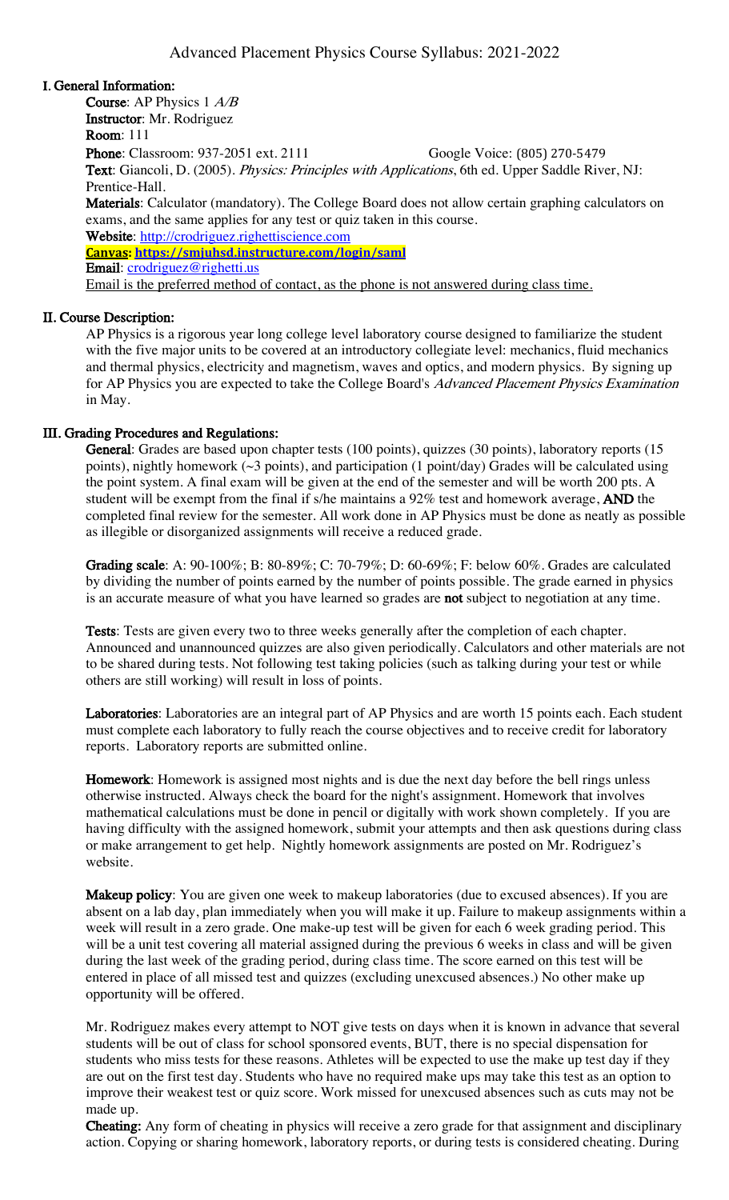# Advanced Placement Physics Course Syllabus: 2021-2022

## I. General Information:

**Course**: AP Physics 1 *A/B*
**Instructor**: Mr. Rodriguez
**Room**: 111
**Phone**: Classroom: 937-2051 ext. 2111 Google Voice: (805) 270-5479
**Text**: Giancoli, D. (2005). *Physics: Principles with Applications*, 6th ed. Upper Saddle River, NJ: Prentice-Hall.
**Materials**: Calculator (mandatory). The College Board does not allow certain graphing calculators on exams, and the same applies for any test or quiz taken in this course.
**Website**: http://crodriguez.righettiscience.com
**Canvas: https://smjuhsd.instructure.com/login/saml**
**Email**: crodriguez@righetti.us
Email is the preferred method of contact, as the phone is not answered during class time.

## II. Course Description:

AP Physics is a rigorous year long college level laboratory course designed to familiarize the student with the five major units to be covered at an introductory collegiate level: mechanics, fluid mechanics and thermal physics, electricity and magnetism, waves and optics, and modern physics. By signing up for AP Physics you are expected to take the College Board's *Advanced Placement Physics Examination* in May.

## III. Grading Procedures and Regulations:

**General**: Grades are based upon chapter tests (100 points), quizzes (30 points), laboratory reports (15 points), nightly homework (~3 points), and participation (1 point/day) Grades will be calculated using the point system. A final exam will be given at the end of the semester and will be worth 200 pts. A student will be exempt from the final if s/he maintains a 92% test and homework average, **AND** the completed final review for the semester. All work done in AP Physics must be done as neatly as possible as illegible or disorganized assignments will receive a reduced grade.

**Grading scale**: A: 90-100%; B: 80-89%; C: 70-79%; D: 60-69%; F: below 60%. Grades are calculated by dividing the number of points earned by the number of points possible. The grade earned in physics is an accurate measure of what you have learned so grades are **not** subject to negotiation at any time.

**Tests**: Tests are given every two to three weeks generally after the completion of each chapter. Announced and unannounced quizzes are also given periodically. Calculators and other materials are not to be shared during tests. Not following test taking policies (such as talking during your test or while others are still working) will result in loss of points.

**Laboratories**: Laboratories are an integral part of AP Physics and are worth 15 points each. Each student must complete each laboratory to fully reach the course objectives and to receive credit for laboratory reports. Laboratory reports are submitted online.

**Homework**: Homework is assigned most nights and is due the next day before the bell rings unless otherwise instructed. Always check the board for the night's assignment. Homework that involves mathematical calculations must be done in pencil or digitally with work shown completely. If you are having difficulty with the assigned homework, submit your attempts and then ask questions during class or make arrangement to get help. Nightly homework assignments are posted on Mr. Rodriguez's website.

**Makeup policy**: You are given one week to makeup laboratories (due to excused absences). If you are absent on a lab day, plan immediately when you will make it up. Failure to makeup assignments within a week will result in a zero grade. One make-up test will be given for each 6 week grading period. This will be a unit test covering all material assigned during the previous 6 weeks in class and will be given during the last week of the grading period, during class time. The score earned on this test will be entered in place of all missed test and quizzes (excluding unexcused absences.) No other make up opportunity will be offered.

Mr. Rodriguez makes every attempt to NOT give tests on days when it is known in advance that several students will be out of class for school sponsored events, BUT, there is no special dispensation for students who miss tests for these reasons. Athletes will be expected to use the make up test day if they are out on the first test day. Students who have no required make ups may take this test as an option to improve their weakest test or quiz score. Work missed for unexcused absences such as cuts may not be made up.

**Cheating:** Any form of cheating in physics will receive a zero grade for that assignment and disciplinary action. Copying or sharing homework, laboratory reports, or during tests is considered cheating. During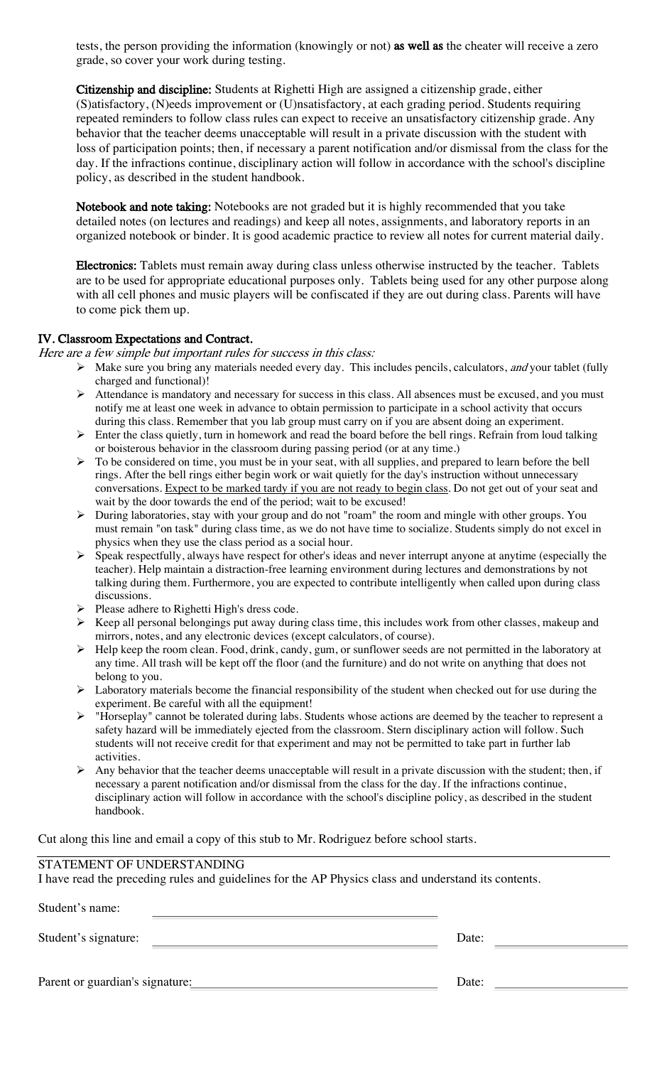tests, the person providing the information (knowingly or not) **as well as** the cheater will receive a zero grade, so cover your work during testing.

**Citizenship and discipline:** Students at Righetti High are assigned a citizenship grade, either (S)atisfactory, (N)eeds improvement or (U)nsatisfactory, at each grading period. Students requiring repeated reminders to follow class rules can expect to receive an unsatisfactory citizenship grade. Any behavior that the teacher deems unacceptable will result in a private discussion with the student with loss of participation points; then, if necessary a parent notification and/or dismissal from the class for the day. If the infractions continue, disciplinary action will follow in accordance with the school's discipline policy, as described in the student handbook.

**Notebook and note taking:** Notebooks are not graded but it is highly recommended that you take detailed notes (on lectures and readings) and keep all notes, assignments, and laboratory reports in an organized notebook or binder. It is good academic practice to review all notes for current material daily.

**Electronics:** Tablets must remain away during class unless otherwise instructed by the teacher. Tablets are to be used for appropriate educational purposes only. Tablets being used for any other purpose along with all cell phones and music players will be confiscated if they are out during class. Parents will have to come pick them up.

## IV. Classroom Expectations and Contract.

*Here are a few simple but important rules for success in this class:*

- Make sure you bring any materials needed every day. This includes pencils, calculators, *and* your tablet (fully charged and functional)!
- Attendance is mandatory and necessary for success in this class. All absences must be excused, and you must notify me at least one week in advance to obtain permission to participate in a school activity that occurs during this class. Remember that you lab group must carry on if you are absent doing an experiment.
- Enter the class quietly, turn in homework and read the board before the bell rings. Refrain from loud talking or boisterous behavior in the classroom during passing period (or at any time.)
- To be considered on time, you must be in your seat, with all supplies, and prepared to learn before the bell rings. After the bell rings either begin work or wait quietly for the day's instruction without unnecessary conversations. <u>Expect to be marked tardy if you are not ready to begin class</u>. Do not get out of your seat and wait by the door towards the end of the period; wait to be excused!
- During laboratories, stay with your group and do not "roam" the room and mingle with other groups. You must remain "on task" during class time, as we do not have time to socialize. Students simply do not excel in physics when they use the class period as a social hour.
- Speak respectfully, always have respect for other's ideas and never interrupt anyone at anytime (especially the teacher). Help maintain a distraction-free learning environment during lectures and demonstrations by not talking during them. Furthermore, you are expected to contribute intelligently when called upon during class discussions.
- Please adhere to Righetti High's dress code.
- Keep all personal belongings put away during class time, this includes work from other classes, makeup and mirrors, notes, and any electronic devices (except calculators, of course).
- Help keep the room clean. Food, drink, candy, gum, or sunflower seeds are not permitted in the laboratory at any time. All trash will be kept off the floor (and the furniture) and do not write on anything that does not belong to you.
- Laboratory materials become the financial responsibility of the student when checked out for use during the experiment. Be careful with all the equipment!
- "Horseplay" cannot be tolerated during labs. Students whose actions are deemed by the teacher to represent a safety hazard will be immediately ejected from the classroom. Stern disciplinary action will follow. Such students will not receive credit for that experiment and may not be permitted to take part in further lab activities.
- Any behavior that the teacher deems unacceptable will result in a private discussion with the student; then, if necessary a parent notification and/or dismissal from the class for the day. If the infractions continue, disciplinary action will follow in accordance with the school's discipline policy, as described in the student handbook.

Cut along this line and email a copy of this stub to Mr. Rodriguez before school starts.

---

STATEMENT OF UNDERSTANDING

I have read the preceding rules and guidelines for the AP Physics class and understand its contents.

Student's name: ______________________________

Student's signature: ______________________________ Date: ______________

Parent or guardian's signature: ______________________________ Date: ______________